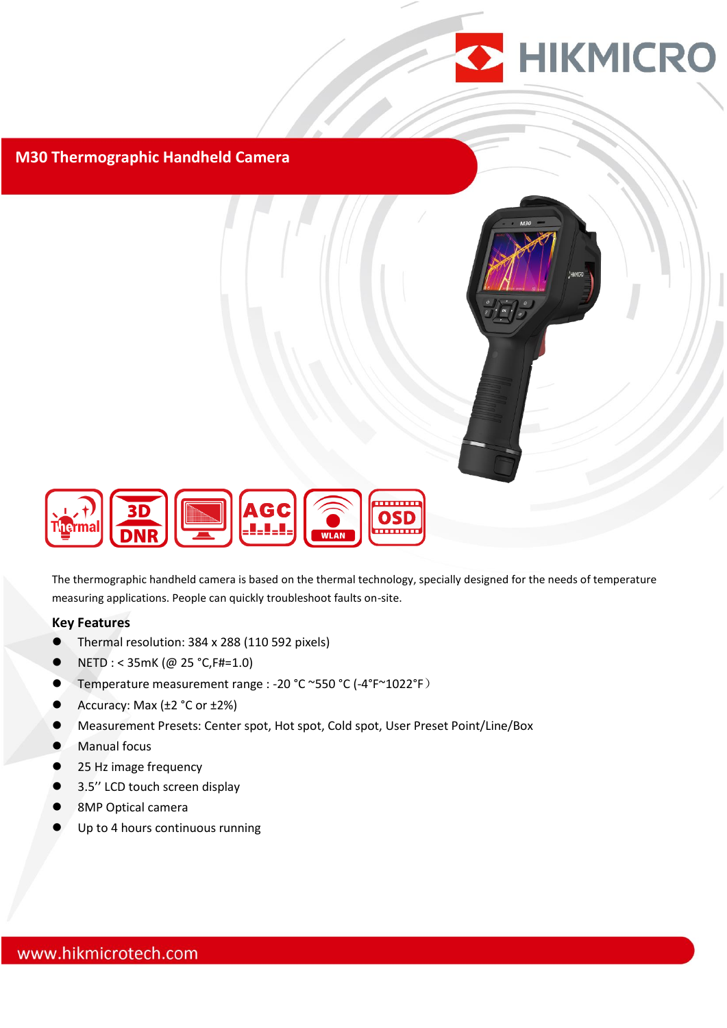# M30 Thermographic Handheld Camera

The thermographic handheld camera is based on the thermal technology, specially designed for the needs of temperature measuring applications. People can quickly troubleshoot faults on-site.

## Key Features

- Thermal resolution: 384 x 288 (110 592 pixels)
- NETD : < 35mK (@ 25 °C,F#=1.0)
- Temperature measurement range : -20 °C ~550 °C (-4°F~1022°F）
- Accuracy: Max (±2 °C or ±2%)
- Measurement Presets: Center spot, Hot spot, Cold spot, User Preset Point/Line/Box
- Manual focus
- 25 Hz image frequency
- 3.5’’ LCD touch screen display
- 8MP Optical camera
- Up to 4 hours continuous running

www.hikmicrotech.com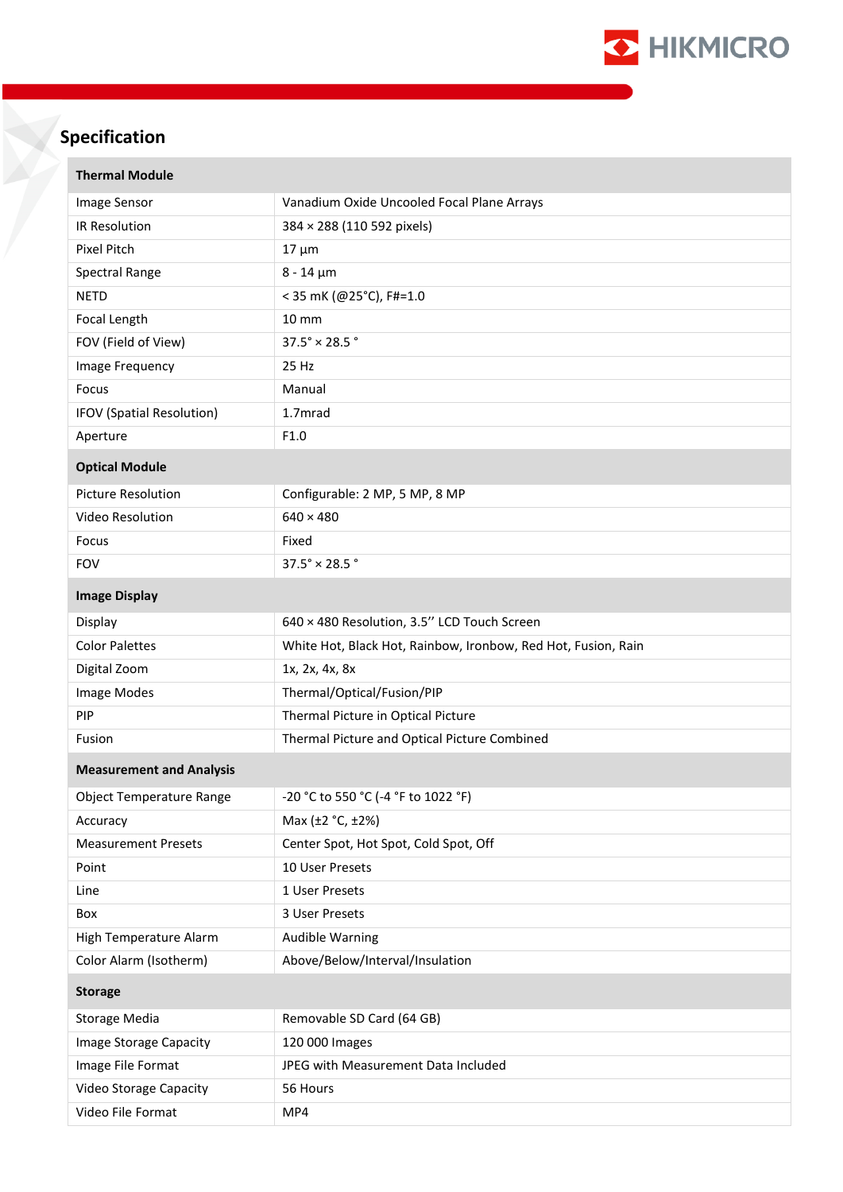## Specification

| Thermal Module | |
|---|---|
| Image Sensor | Vanadium Oxide Uncooled Focal Plane Arrays |
| IR Resolution | 384 × 288 (110 592 pixels) |
| Pixel Pitch | 17 µm |
| Spectral Range | 8 - 14 µm |
| NETD | < 35 mK (@25°C), F#=1.0 |
| Focal Length | 10 mm |
| FOV (Field of View) | 37.5° × 28.5 ° |
| Image Frequency | 25 Hz |
| Focus | Manual |
| IFOV (Spatial Resolution) | 1.7mrad |
| Aperture | F1.0 |
| **Optical Module** | |
| Picture Resolution | Configurable: 2 MP, 5 MP, 8 MP |
| Video Resolution | 640 × 480 |
| Focus | Fixed |
| FOV | 37.5° × 28.5 ° |
| **Image Display** | |
| Display | 640 × 480 Resolution, 3.5'' LCD Touch Screen |
| Color Palettes | White Hot, Black Hot, Rainbow, Ironbow, Red Hot, Fusion, Rain |
| Digital Zoom | 1x, 2x, 4x, 8x |
| Image Modes | Thermal/Optical/Fusion/PIP |
| PIP | Thermal Picture in Optical Picture |
| Fusion | Thermal Picture and Optical Picture Combined |
| **Measurement and Analysis** | |
| Object Temperature Range | -20 °C to 550 °C (-4 °F to 1022 °F) |
| Accuracy | Max (±2 °C, ±2%) |
| Measurement Presets | Center Spot, Hot Spot, Cold Spot, Off |
| Point | 10 User Presets |
| Line | 1 User Presets |
| Box | 3 User Presets |
| High Temperature Alarm | Audible Warning |
| Color Alarm (Isotherm) | Above/Below/Interval/Insulation |
| **Storage** | |
| Storage Media | Removable SD Card (64 GB) |
| Image Storage Capacity | 120 000 Images |
| Image File Format | JPEG with Measurement Data Included |
| Video Storage Capacity | 56 Hours |
| Video File Format | MP4 |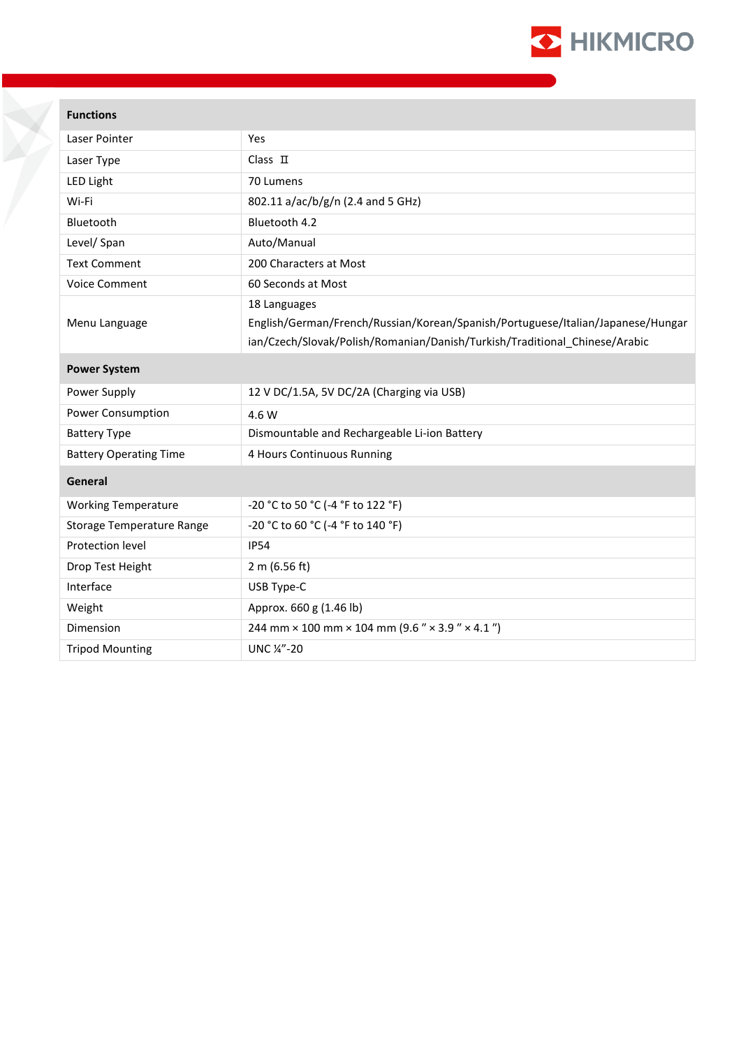| Functions | |
|---|---|
| Laser Pointer | Yes |
| Laser Type | Class Ⅱ |
| LED Light | 70 Lumens |
| Wi-Fi | 802.11 a/ac/b/g/n (2.4 and 5 GHz) |
| Bluetooth | Bluetooth 4.2 |
| Level/ Span | Auto/Manual |
| Text Comment | 200 Characters at Most |
| Voice Comment | 60 Seconds at Most |
| Menu Language | 18 Languages<br>English/German/French/Russian/Korean/Spanish/Portuguese/Italian/Japanese/Hungarian/Czech/Slovak/Polish/Romanian/Danish/Turkish/Traditional_Chinese/Arabic |
| **Power System** | |
| Power Supply | 12 V DC/1.5A, 5V DC/2A (Charging via USB) |
| Power Consumption | 4.6 W |
| Battery Type | Dismountable and Rechargeable Li-ion Battery |
| Battery Operating Time | 4 Hours Continuous Running |
| **General** | |
| Working Temperature | -20 °C to 50 °C (-4 °F to 122 °F) |
| Storage Temperature Range | -20 °C to 60 °C (-4 °F to 140 °F) |
| Protection level | IP54 |
| Drop Test Height | 2 m (6.56 ft) |
| Interface | USB Type-C |
| Weight | Approx. 660 g (1.46 lb) |
| Dimension | 244 mm × 100 mm × 104 mm (9.6 " × 3.9 " × 4.1 ") |
| Tripod Mounting | UNC ¼"-20 |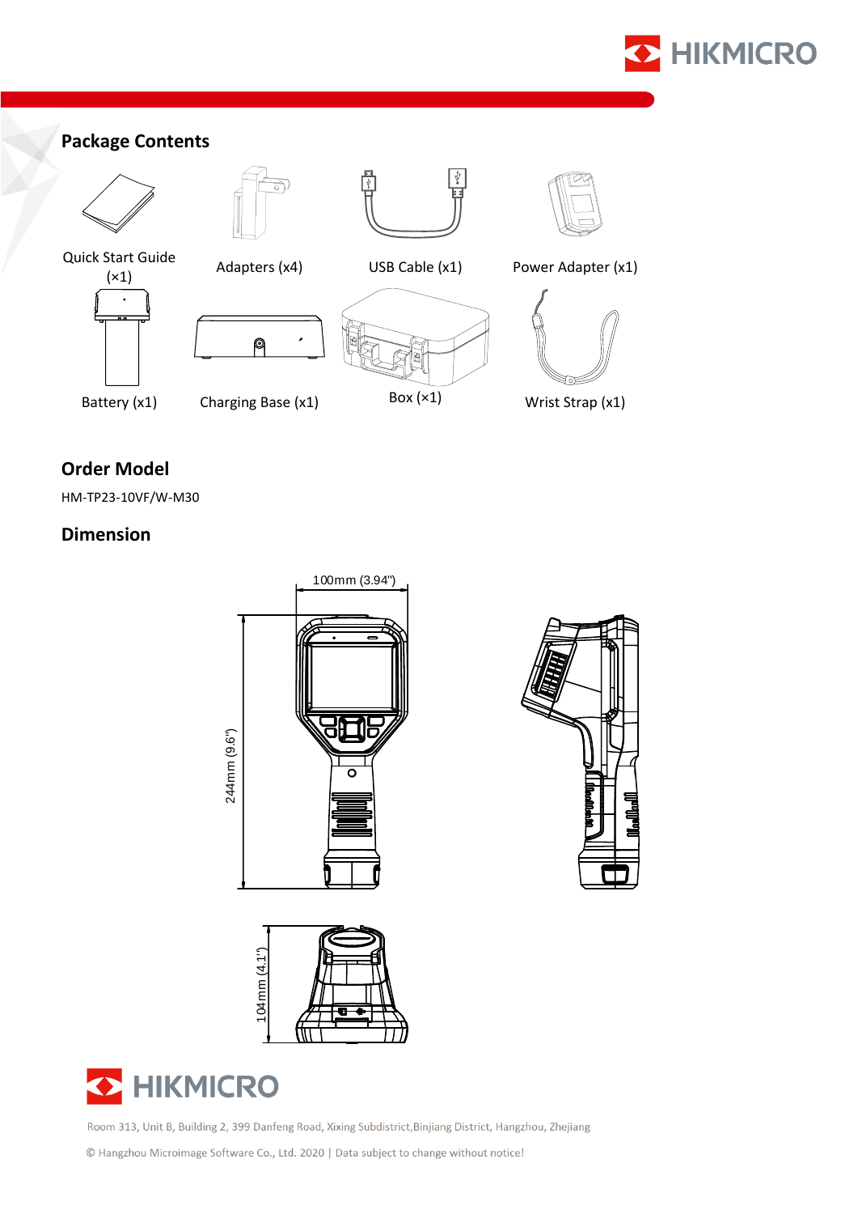## Package Contents

Quick Start Guide (×1)

Adapters (x4)

USB Cable (x1)

Power Adapter (x1)

Battery (x1)

Charging Base (x1)

Box (×1)

Wrist Strap (x1)

## Order Model

HM-TP23-10VF/W-M30

## Dimension

100mm (3.94")

244mm (9.6")

104mm (4.1")

Room 313, Unit B, Building 2, 399 Danfeng Road, Xixing Subdistrict,Binjiang District, Hangzhou, Zhejiang

© Hangzhou Microimage Software Co., Ltd. 2020 | Data subject to change without notice!